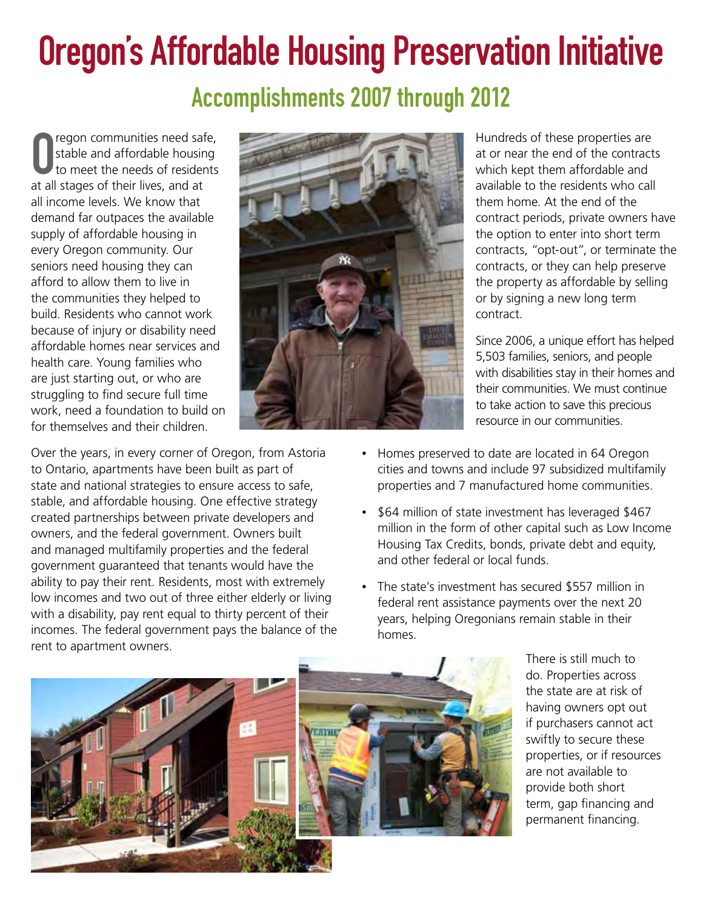# Oregon's Affordable Housing Preservation Initiative

## Accomplishments 2007 through 2012

Oregon communities need safe, stable and affordable housing to meet the needs of residents at all stages of their lives, and at all income levels. We know that demand far outpaces the available supply of affordable housing in every Oregon community. Our seniors need housing they can afford to allow them to live in the communities they helped to build. Residents who cannot work because of injury or disability need affordable homes near services and health care. Young families who are just starting out, or who are struggling to find secure full time work, need a foundation to build on for themselves and their children.

Over the years, in every corner of Oregon, from Astoria to Ontario, apartments have been built as part of state and national strategies to ensure access to safe, stable, and affordable housing. One effective strategy created partnerships between private developers and owners, and the federal government. Owners built and managed multifamily properties and the federal government guaranteed that tenants would have the ability to pay their rent. Residents, most with extremely low incomes and two out of three either elderly or living with a disability, pay rent equal to thirty percent of their incomes. The federal government pays the balance of the rent to apartment owners.

Hundreds of these properties are at or near the end of the contracts which kept them affordable and available to the residents who call them home. At the end of the contract periods, private owners have the option to enter into short term contracts, "opt-out", or terminate the contracts, or they can help preserve the property as affordable by selling or by signing a new long term contract.

Since 2006, a unique effort has helped 5,503 families, seniors, and people with disabilities stay in their homes and their communities. We must continue to take action to save this precious resource in our communities.

- Homes preserved to date are located in 64 Oregon cities and towns and include 97 subsidized multifamily properties and 7 manufactured home communities.
- $64 million of state investment has leveraged $467 million in the form of other capital such as Low Income Housing Tax Credits, bonds, private debt and equity, and other federal or local funds.
- The state's investment has secured $557 million in federal rent assistance payments over the next 20 years, helping Oregonians remain stable in their homes.

There is still much to do. Properties across the state are at risk of having owners opt out if purchasers cannot act swiftly to secure these properties, or if resources are not available to provide both short term, gap financing and permanent financing.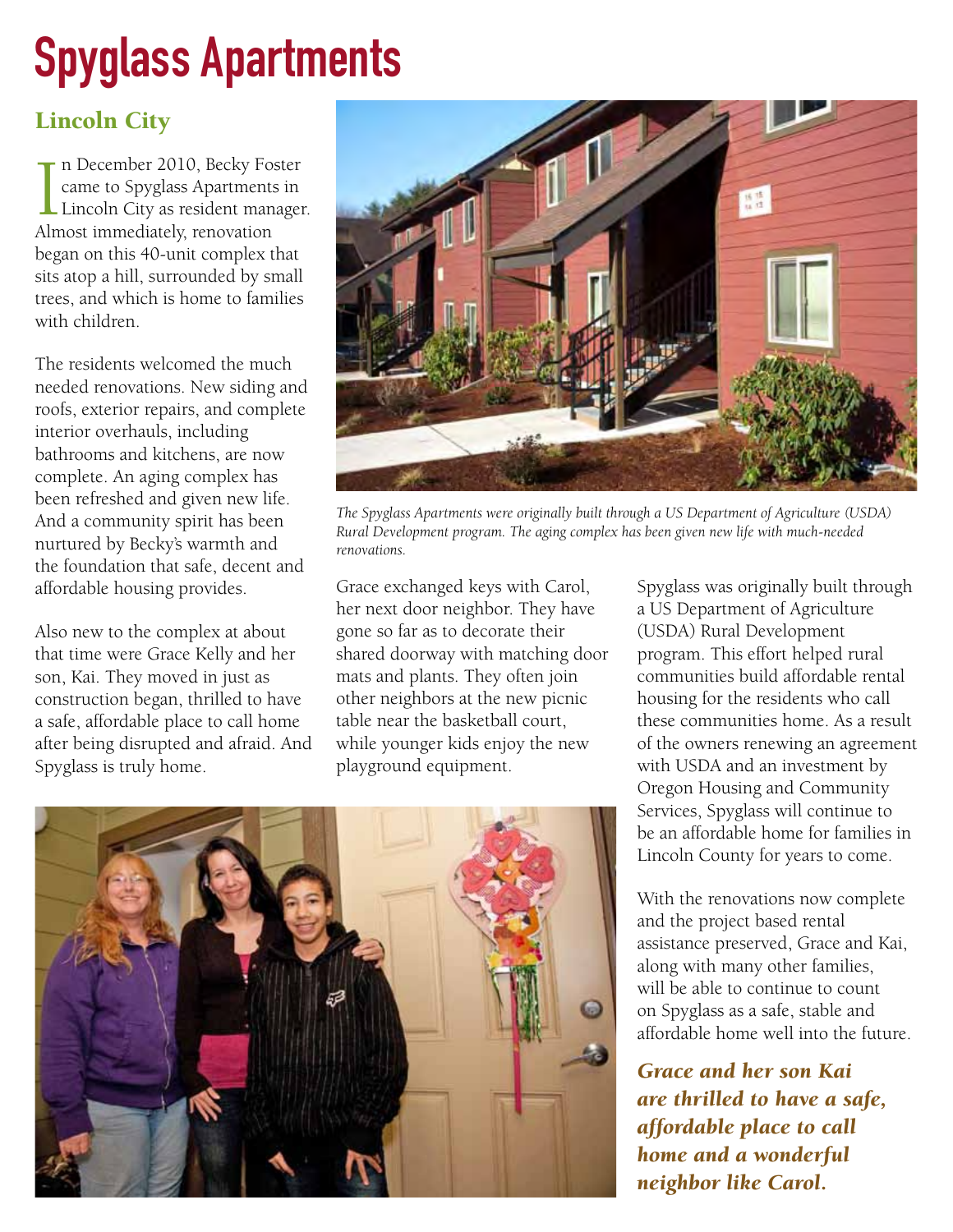# Spyglass Apartments

## Lincoln City

In December 2010, Becky Foster came to Spyglass Apartments in Lincoln City as resident manager. Almost immediately, renovation began on this 40-unit complex that sits atop a hill, surrounded by small trees, and which is home to families with children.

The residents welcomed the much needed renovations. New siding and roofs, exterior repairs, and complete interior overhauls, including bathrooms and kitchens, are now complete. An aging complex has been refreshed and given new life. And a community spirit has been nurtured by Becky's warmth and the foundation that safe, decent and affordable housing provides.

Also new to the complex at about that time were Grace Kelly and her son, Kai. They moved in just as construction began, thrilled to have a safe, affordable place to call home after being disrupted and afraid. And Spyglass is truly home.

*The Spyglass Apartments were originally built through a US Department of Agriculture (USDA) Rural Development program. The aging complex has been given new life with much-needed renovations.*

Grace exchanged keys with Carol, her next door neighbor. They have gone so far as to decorate their shared doorway with matching door mats and plants. They often join other neighbors at the new picnic table near the basketball court, while younger kids enjoy the new playground equipment.

Spyglass was originally built through a US Department of Agriculture (USDA) Rural Development program. This effort helped rural communities build affordable rental housing for the residents who call these communities home. As a result of the owners renewing an agreement with USDA and an investment by Oregon Housing and Community Services, Spyglass will continue to be an affordable home for families in Lincoln County for years to come.

With the renovations now complete and the project based rental assistance preserved, Grace and Kai, along with many other families, will be able to continue to count on Spyglass as a safe, stable and affordable home well into the future.

***Grace and her son Kai are thrilled to have a safe, affordable place to call home and a wonderful neighbor like Carol.***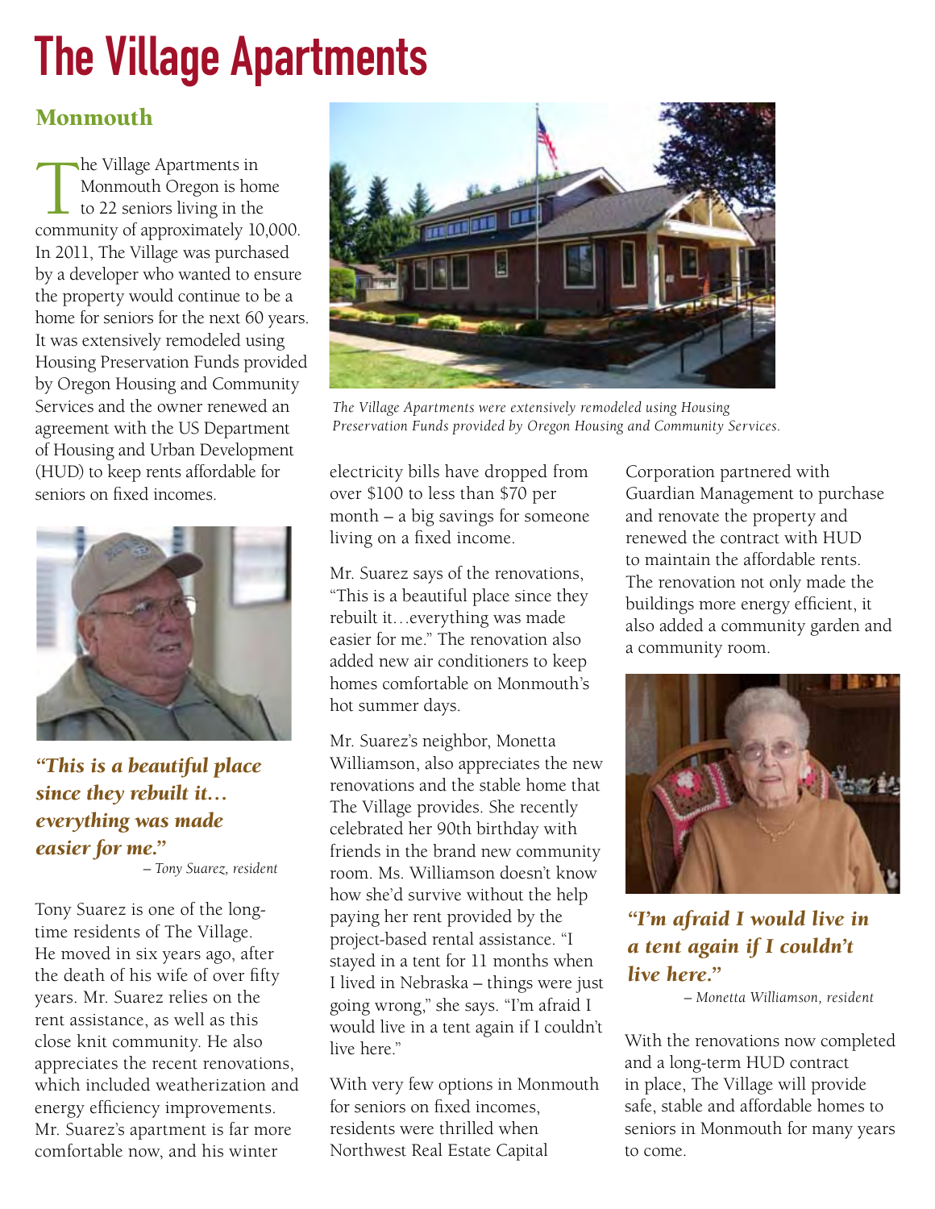# The Village Apartments

## Monmouth

The Village Apartments in Monmouth Oregon is home to 22 seniors living in the community of approximately 10,000. In 2011, The Village was purchased by a developer who wanted to ensure the property would continue to be a home for seniors for the next 60 years. It was extensively remodeled using Housing Preservation Funds provided by Oregon Housing and Community Services and the owner renewed an agreement with the US Department of Housing and Urban Development (HUD) to keep rents affordable for seniors on fixed incomes.

*The Village Apartments were extensively remodeled using Housing Preservation Funds provided by Oregon Housing and Community Services.*

***"This is a beautiful place since they rebuilt it… everything was made easier for me."***

*– Tony Suarez, resident*

Tony Suarez is one of the long-time residents of The Village. He moved in six years ago, after the death of his wife of over fifty years. Mr. Suarez relies on the rent assistance, as well as this close knit community. He also appreciates the recent renovations, which included weatherization and energy efficiency improvements. Mr. Suarez's apartment is far more comfortable now, and his winter electricity bills have dropped from over $100 to less than $70 per month – a big savings for someone living on a fixed income.

Mr. Suarez says of the renovations, "This is a beautiful place since they rebuilt it…everything was made easier for me." The renovation also added new air conditioners to keep homes comfortable on Monmouth's hot summer days.

Mr. Suarez's neighbor, Monetta Williamson, also appreciates the new renovations and the stable home that The Village provides. She recently celebrated her 90th birthday with friends in the brand new community room. Ms. Williamson doesn't know how she'd survive without the help paying her rent provided by the project-based rental assistance. "I stayed in a tent for 11 months when I lived in Nebraska – things were just going wrong," she says. "I'm afraid I would live in a tent again if I couldn't live here."

With very few options in Monmouth for seniors on fixed incomes, residents were thrilled when Northwest Real Estate Capital Corporation partnered with Guardian Management to purchase and renovate the property and renewed the contract with HUD to maintain the affordable rents. The renovation not only made the buildings more energy efficient, it also added a community garden and a community room.

***"I'm afraid I would live in a tent again if I couldn't live here."***

*– Monetta Williamson, resident*

With the renovations now completed and a long-term HUD contract in place, The Village will provide safe, stable and affordable homes to seniors in Monmouth for many years to come.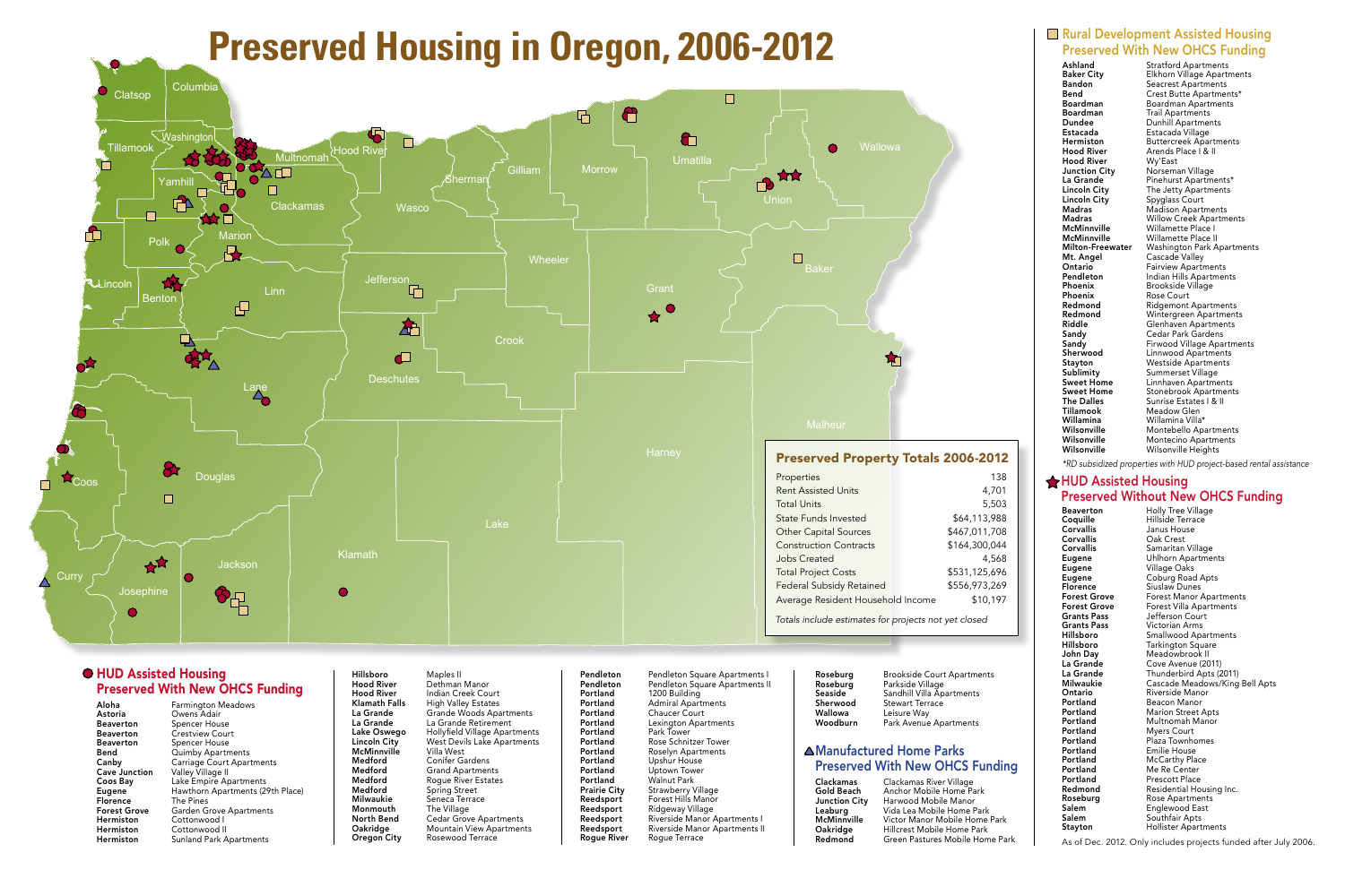# Preserved Housing in Oregon, 2006-2012

## Preserved Property Totals 2006-2012

| | |
|---|---|
| Properties | 138 |
| Rent Assisted Units | 4,701 |
| Total Units | 5,503 |
| State Funds Invested | $64,113,988 |
| Other Capital Sources | $467,011,708 |
| Construction Contracts | $164,300,044 |
| Jobs Created | 4,568 |
| Total Project Costs | $531,125,696 |
| Federal Subsidy Retained | $556,973,269 |
| Average Resident Household Income | $10,197 |

*Totals include estimates for projects not yet closed*

## HUD Assisted Housing Preserved With New OHCS Funding

| City | Property |
|---|---|
| Aloha | Farmington Meadows |
| Astoria | Owens Adair |
| Beaverton | Spencer House |
| Beaverton | Crestview Court |
| Beaverton | Spencer House |
| Bend | Quimby Apartments |
| Canby | Carriage Court Apartments |
| Cave Junction | Valley Village II |
| Coos Bay | Lake Empire Apartments |
| Eugene | Hawthorn Apartments (29th Place) |
| Florence | The Pines |
| Forest Grove | Garden Grove Apartments |
| Hermiston | Cottonwood I |
| Hermiston | Cottonwood II |
| Hermiston | Sunland Park Apartments |
| Hillsboro | Maples II |
| Hood River | Dethman Manor |
| Hood River | Indian Creek Court |
| Klamath Falls | High Valley Estates |
| La Grande | Grande Woods Apartments |
| La Grande | La Grande Retirement |
| Lake Oswego | Hollyfield Village Apartments |
| Lincoln City | West Devils Lake Apartments |
| McMinnville | Villa West |
| Medford | Conifer Gardens |
| Medford | Grand Apartments |
| Medford | Rogue River Estates |
| Medford | Spring Street |
| Milwaukie | Seneca Terrace |
| Monmouth | The Village |
| North Bend | Cedar Grove Apartments |
| Oakridge | Mountain View Apartments |
| Oregon City | Rosewood Terrace |
| Pendleton | Pendleton Square Apartments I |
| Pendleton | Pendleton Square Apartments II |
| Portland | 1200 Building |
| Portland | Admiral Apartments |
| Portland | Chaucer Court |
| Portland | Lexington Apartments |
| Portland | Park Tower |
| Portland | Rose Schnitzer Tower |
| Portland | Roselyn Apartments |
| Portland | Upshur House |
| Portland | Uptown Tower |
| Portland | Walnut Park |
| Prairie City | Strawberry Village |
| Reedsport | Forest Hills Manor |
| Reedsport | Ridgeway Village |
| Reedsport | Riverside Manor Apartments I |
| Reedsport | Riverside Manor Apartments II |
| Rogue River | Rogue Terrace |
| Roseburg | Brookside Court Apartments |
| Roseburg | Parkside Village |
| Seaside | Sandhill Villa Apartments |
| Sherwood | Stewart Terrace |
| Wallowa | Leisure Way |
| Woodburn | Park Avenue Apartments |

## Manufactured Home Parks Preserved With New OHCS Funding

| City | Property |
|---|---|
| Clackamas | Clackamas River Village |
| Gold Beach | Anchor Mobile Home Park |
| Junction City | Harwood Mobile Manor |
| Leaburg | Vida Lea Mobile Home Park |
| McMinnville | Victor Manor Mobile Home Park |
| Oakridge | Hillcrest Mobile Home Park |
| Redmond | Green Pastures Mobile Home Park |

## Rural Development Assisted Housing Preserved With New OHCS Funding

| City | Property |
|---|---|
| Ashland | Stratford Apartments |
| Baker City | Elkhorn Village Apartments |
| Bandon | Seacrest Apartments |
| Bend | Crest Butte Apartments* |
| Boardman | Boardman Apartments |
| Boardman | Trail Apartments |
| Dundee | Dunhill Apartments |
| Estacada | Estacada Village |
| Hermiston | Buttercreek Apartments |
| Hood River | Arends Place I & II |
| Hood River | Wy'East |
| Junction City | Norseman Village |
| La Grande | Pinehurst Apartments* |
| Lincoln City | The Jetty Apartments |
| Lincoln City | Spyglass Court |
| Madras | Madison Apartments |
| Madras | Willow Creek Apartments |
| McMinnville | Willamette Place I |
| McMinnville | Willamette Place II |
| Milton-Freewater | Washington Park Apartments |
| Mt. Angel | Cascade Valley |
| Ontario | Fairview Apartments |
| Pendleton | Indian Hills Apartments |
| Phoenix | Brookside Village |
| Phoenix | Rose Court |
| Redmond | Ridgemont Apartments |
| Redmond | Wintergreen Apartments |
| Riddle | Glenhaven Apartments |
| Sandy | Cedar Park Gardens |
| Sandy | Firwood Village Apartments |
| Sherwood | Linnwood Apartments |
| Stayton | Westside Apartments |
| Sublimity | Summerset Village |
| Sweet Home | Linnhaven Apartments |
| Sweet Home | Stonebrook Apartments |
| The Dalles | Sunrise Estates I & II |
| Tillamook | Meadow Glen |
| Willamina | Willamina Villa* |
| Wilsonville | Montebello Apartments |
| Wilsonville | Montecino Apartments |
| Wilsonville | Wilsonville Heights |

*RD subsidized properties with HUD project-based rental assistance*

## HUD Assisted Housing Preserved Without New OHCS Funding

| City | Property |
|---|---|
| Beaverton | Holly Tree Village |
| Coquille | Hillside Terrace |
| Corvallis | Janus House |
| Corvallis | Oak Crest |
| Corvallis | Samaritan Village |
| Eugene | Uhlhorn Apartments |
| Eugene | Village Oaks |
| Eugene | Coburg Road Apts |
| Florence | Siuslaw Dunes |
| Forest Grove | Forest Manor Apartments |
| Forest Grove | Forest Villa Apartments |
| Grants Pass | Jefferson Court |
| Grants Pass | Victorian Arms |
| Hillsboro | Smallwood Apartments |
| Hillsboro | Tarkington Square |
| John Day | Meadowbrook II |
| La Grande | Cove Avenue (2011) |
| La Grande | Thunderbird Apts (2011) |
| Milwaukie | Cascade Meadows/King Bell Apts |
| Ontario | Riverside Manor |
| Portland | Beacon Manor |
| Portland | Marion Street Apts |
| Portland | Multnomah Manor |
| Portland | Myers Court |
| Portland | Plaza Townhomes |
| Portland | Emilie House |
| Portland | McCarthy Place |
| Portland | Me Re Center |
| Portland | Prescott Place |
| Redmond | Residential Housing Inc. |
| Roseburg | Rose Apartments |
| Salem | Englewood East |
| Salem | Southfair Apts |
| Stayton | Hollister Apartments |

As of Dec. 2012. Only includes projects funded after July 2006.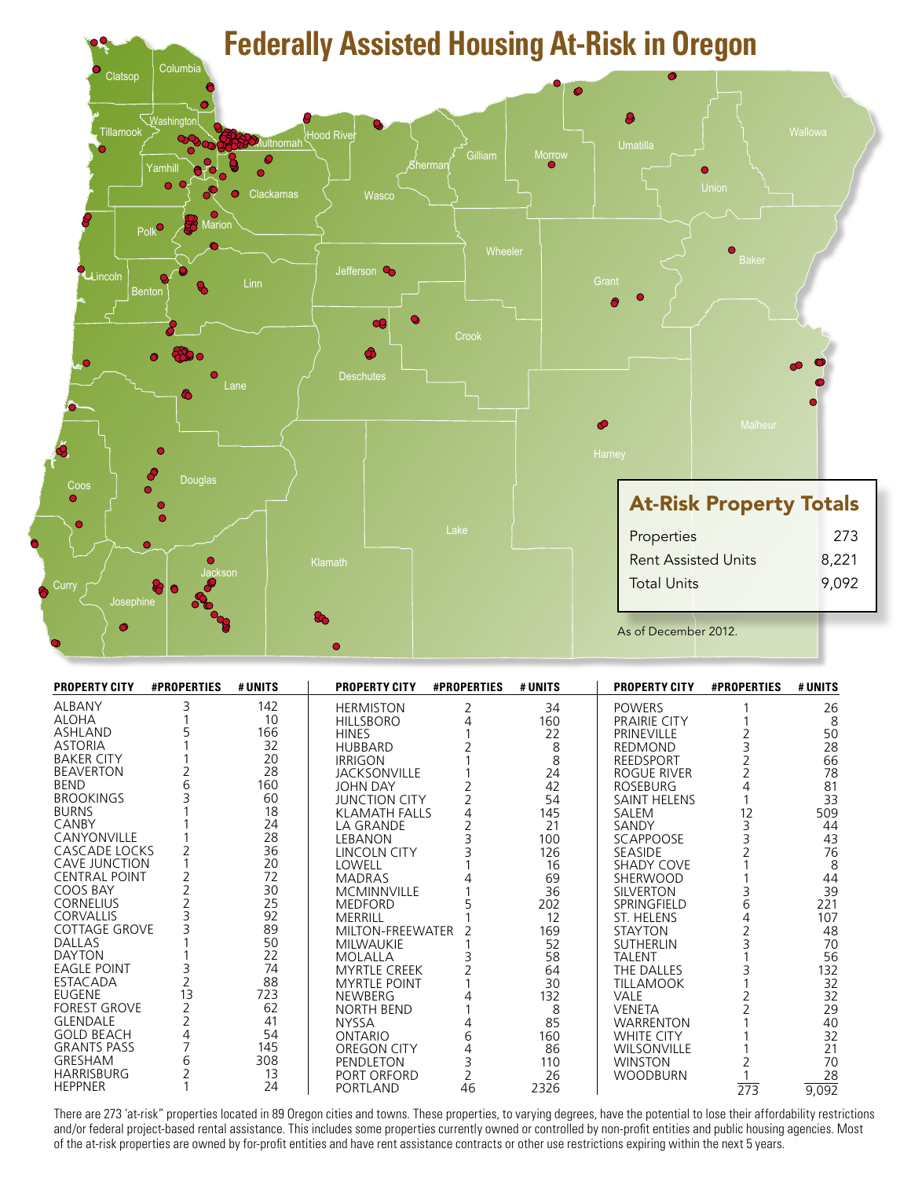# Federally Assisted Housing At-Risk in Oregon

## At-Risk Property Totals

| | |
|---|---|
| Properties | 273 |
| Rent Assisted Units | 8,221 |
| Total Units | 9,092 |

As of December 2012.

| PROPERTY CITY | #PROPERTIES | # UNITS |
|---|---|---|
| ALBANY | 3 | 142 |
| ALOHA | 1 | 10 |
| ASHLAND | 5 | 166 |
| ASTORIA | 1 | 32 |
| BAKER CITY | 1 | 20 |
| BEAVERTON | 2 | 28 |
| BEND | 6 | 160 |
| BROOKINGS | 3 | 60 |
| BURNS | 1 | 18 |
| CANBY | 1 | 24 |
| CANYONVILLE | 1 | 28 |
| CASCADE LOCKS | 2 | 36 |
| CAVE JUNCTION | 1 | 20 |
| CENTRAL POINT | 2 | 72 |
| COOS BAY | 2 | 30 |
| CORNELIUS | 2 | 25 |
| CORVALLIS | 3 | 92 |
| COTTAGE GROVE | 3 | 89 |
| DALLAS | 1 | 50 |
| DAYTON | 1 | 22 |
| EAGLE POINT | 3 | 74 |
| ESTACADA | 2 | 88 |
| EUGENE | 13 | 723 |
| FOREST GROVE | 2 | 62 |
| GLENDALE | 2 | 41 |
| GOLD BEACH | 4 | 54 |
| GRANTS PASS | 7 | 145 |
| GRESHAM | 6 | 308 |
| HARRISBURG | 2 | 13 |
| HEPPNER | 1 | 24 |
| HERMISTON | 2 | 34 |
| HILLSBORO | 4 | 160 |
| HINES | 1 | 22 |
| HUBBARD | 2 | 8 |
| IRRIGON | 1 | 8 |
| JACKSONVILLE | 1 | 24 |
| JOHN DAY | 2 | 42 |
| JUNCTION CITY | 2 | 54 |
| KLAMATH FALLS | 4 | 145 |
| LA GRANDE | 2 | 21 |
| LEBANON | 3 | 100 |
| LINCOLN CITY | 3 | 126 |
| LOWELL | 1 | 16 |
| MADRAS | 4 | 69 |
| MCMINNVILLE | 1 | 36 |
| MEDFORD | 5 | 202 |
| MERRILL | 1 | 12 |
| MILTON-FREEWATER | 2 | 169 |
| MILWAUKIE | 1 | 52 |
| MOLALLA | 3 | 58 |
| MYRTLE CREEK | 2 | 64 |
| MYRTLE POINT | 1 | 30 |
| NEWBERG | 4 | 132 |
| NORTH BEND | 1 | 8 |
| NYSSA | 4 | 85 |
| ONTARIO | 6 | 160 |
| OREGON CITY | 4 | 86 |
| PENDLETON | 3 | 110 |
| PORT ORFORD | 2 | 26 |
| PORTLAND | 46 | 2326 |
| POWERS | 1 | 26 |
| PRAIRIE CITY | 1 | 8 |
| PRINEVILLE | 2 | 50 |
| REDMOND | 3 | 28 |
| REEDSPORT | 2 | 66 |
| ROGUE RIVER | 2 | 78 |
| ROSEBURG | 4 | 81 |
| SAINT HELENS | 1 | 33 |
| SALEM | 12 | 509 |
| SANDY | 3 | 44 |
| SCAPPOOSE | 3 | 43 |
| SEASIDE | 2 | 76 |
| SHADY COVE | 1 | 8 |
| SHERWOOD | 1 | 44 |
| SILVERTON | 3 | 39 |
| SPRINGFIELD | 6 | 221 |
| ST. HELENS | 4 | 107 |
| STAYTON | 2 | 48 |
| SUTHERLIN | 3 | 70 |
| TALENT | 1 | 56 |
| THE DALLES | 3 | 132 |
| TILLAMOOK | 1 | 32 |
| VALE | 2 | 32 |
| VENETA | 2 | 29 |
| WARRENTON | 1 | 40 |
| WHITE CITY | 1 | 32 |
| WILSONVILLE | 1 | 21 |
| WINSTON | 2 | 70 |
| WOODBURN | 1 | 28 |
| | 273 | 9,092 |

There are 273 'at-risk" properties located in 89 Oregon cities and towns. These properties, to varying degrees, have the potential to lose their affordability restrictions and/or federal project-based rental assistance. This includes some properties currently owned or controlled by non-profit entities and public housing agencies. Most of the at-risk properties are owned by for-profit entities and have rent assistance contracts or other use restrictions expiring within the next 5 years.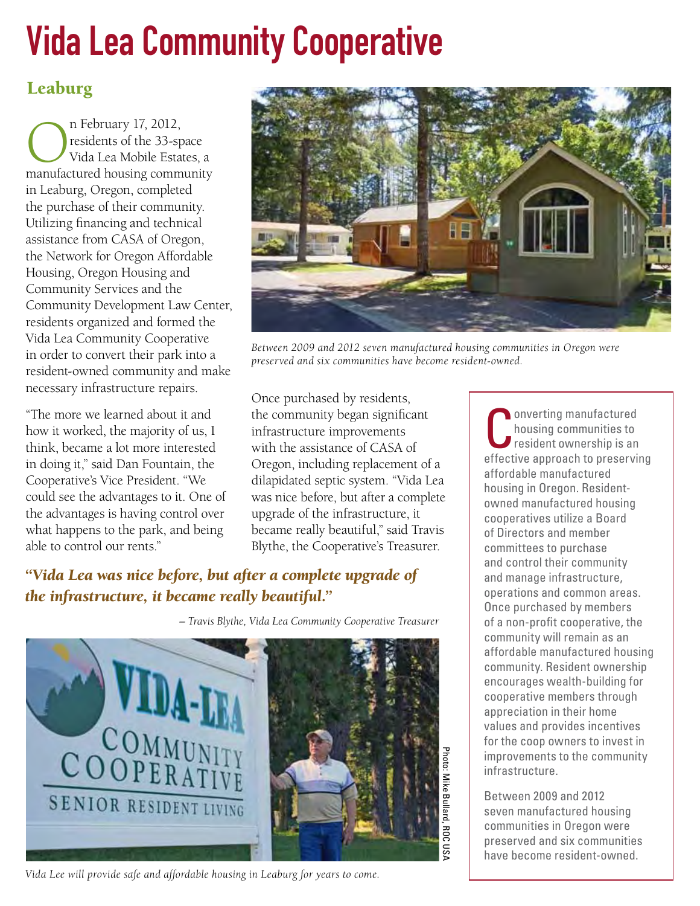# Vida Lea Community Cooperative

## Leaburg

On February 17, 2012, residents of the 33-space Vida Lea Mobile Estates, a manufactured housing community in Leaburg, Oregon, completed the purchase of their community. Utilizing financing and technical assistance from CASA of Oregon, the Network for Oregon Affordable Housing, Oregon Housing and Community Services and the Community Development Law Center, residents organized and formed the Vida Lea Community Cooperative in order to convert their park into a resident-owned community and make necessary infrastructure repairs.

"The more we learned about it and how it worked, the majority of us, I think, became a lot more interested in doing it," said Dan Fountain, the Cooperative's Vice President. "We could see the advantages to it. One of the advantages is having control over what happens to the park, and being able to control our rents."

*Between 2009 and 2012 seven manufactured housing communities in Oregon were preserved and six communities have become resident-owned.*

Once purchased by residents, the community began significant infrastructure improvements with the assistance of CASA of Oregon, including replacement of a dilapidated septic system. "Vida Lea was nice before, but after a complete upgrade of the infrastructure, it became really beautiful," said Travis Blythe, the Cooperative's Treasurer.

***"Vida Lea was nice before, but after a complete upgrade of the infrastructure, it became really beautiful."***

*– Travis Blythe, Vida Lea Community Cooperative Treasurer*

Photo: Mike Bullard, ROC USA

*Vida Lee will provide safe and affordable housing in Leaburg for years to come.*

Converting manufactured housing communities to resident ownership is an effective approach to preserving affordable manufactured housing in Oregon. Resident-owned manufactured housing cooperatives utilize a Board of Directors and member committees to purchase and control their community and manage infrastructure, operations and common areas. Once purchased by members of a non-profit cooperative, the community will remain as an affordable manufactured housing community. Resident ownership encourages wealth-building for cooperative members through appreciation in their home values and provides incentives for the coop owners to invest in improvements to the community infrastructure.

Between 2009 and 2012 seven manufactured housing communities in Oregon were preserved and six communities have become resident-owned.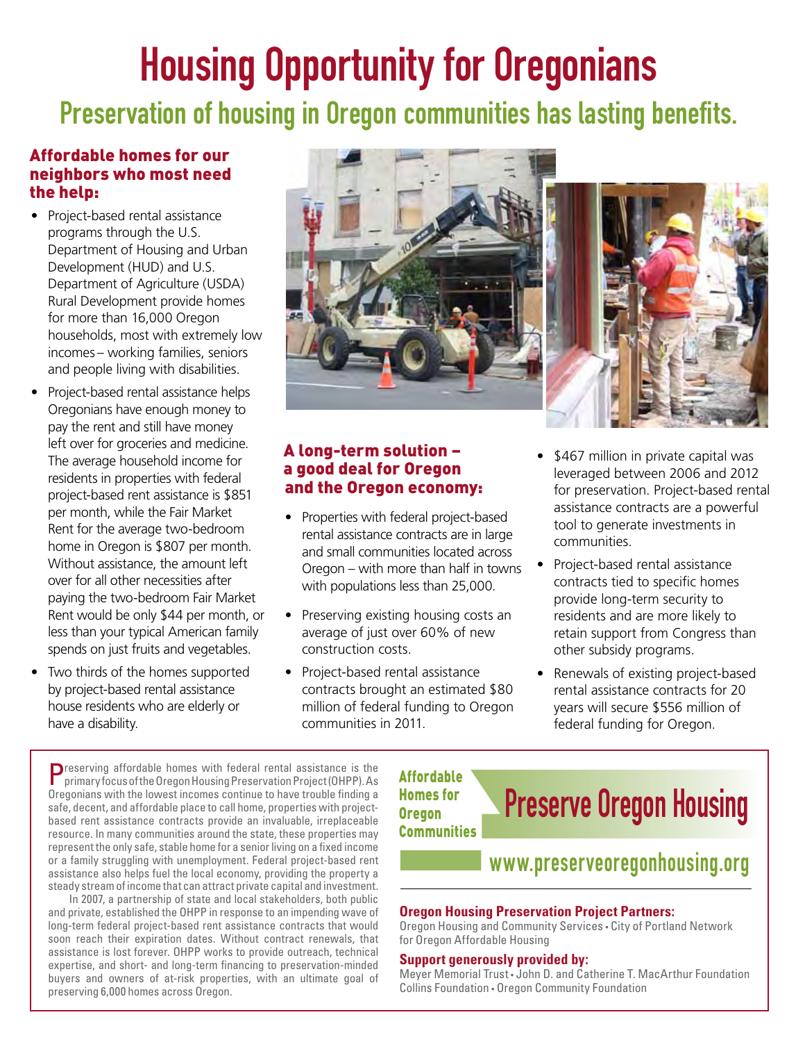# Housing Opportunity for Oregonians

## Preservation of housing in Oregon communities has lasting benefits.

### Affordable homes for our neighbors who most need the help:

- Project-based rental assistance programs through the U.S. Department of Housing and Urban Development (HUD) and U.S. Department of Agriculture (USDA) Rural Development provide homes for more than 16,000 Oregon households, most with extremely low incomes – working families, seniors and people living with disabilities.
- Project-based rental assistance helps Oregonians have enough money to pay the rent and still have money left over for groceries and medicine. The average household income for residents in properties with federal project-based rent assistance is $851 per month, while the Fair Market Rent for the average two-bedroom home in Oregon is $807 per month. Without assistance, the amount left over for all other necessities after paying the two-bedroom Fair Market Rent would be only $44 per month, or less than your typical American family spends on just fruits and vegetables.
- Two thirds of the homes supported by project-based rental assistance house residents who are elderly or have a disability.

### A long-term solution – a good deal for Oregon and the Oregon economy:

- Properties with federal project-based rental assistance contracts are in large and small communities located across Oregon – with more than half in towns with populations less than 25,000.
- Preserving existing housing costs an average of just over 60% of new construction costs.
- Project-based rental assistance contracts brought an estimated $80 million of federal funding to Oregon communities in 2011.
- $467 million in private capital was leveraged between 2006 and 2012 for preservation. Project-based rental assistance contracts are a powerful tool to generate investments in communities.
- Project-based rental assistance contracts tied to specific homes provide long-term security to residents and are more likely to retain support from Congress than other subsidy programs.
- Renewals of existing project-based rental assistance contracts for 20 years will secure $556 million of federal funding for Oregon.

Preserving affordable homes with federal rental assistance is the primary focus of the Oregon Housing Preservation Project (OHPP). As Oregonians with the lowest incomes continue to have trouble finding a safe, decent, and affordable place to call home, properties with project-based rent assistance contracts provide an invaluable, irreplaceable resource. In many communities around the state, these properties may represent the only safe, stable home for a senior living on a fixed income or a family struggling with unemployment. Federal project-based rent assistance also helps fuel the local economy, providing the property a steady stream of income that can attract private capital and investment.

In 2007, a partnership of state and local stakeholders, both public and private, established the OHPP in response to an impending wave of long-term federal project-based rent assistance contracts that would soon reach their expiration dates. Without contract renewals, that assistance is lost forever. OHPP works to provide outreach, technical expertise, and short- and long-term financing to preservation-minded buyers and owners of at-risk properties, with an ultimate goal of preserving 6,000 homes across Oregon.

**Affordable Homes for Oregon Communities**

**Preserve Oregon Housing**

**www.preserveoregonhousing.org**

**Oregon Housing Preservation Project Partners:**
Oregon Housing and Community Services • City of Portland Network for Oregon Affordable Housing

**Support generously provided by:**
Meyer Memorial Trust • John D. and Catherine T. MacArthur Foundation
Collins Foundation • Oregon Community Foundation